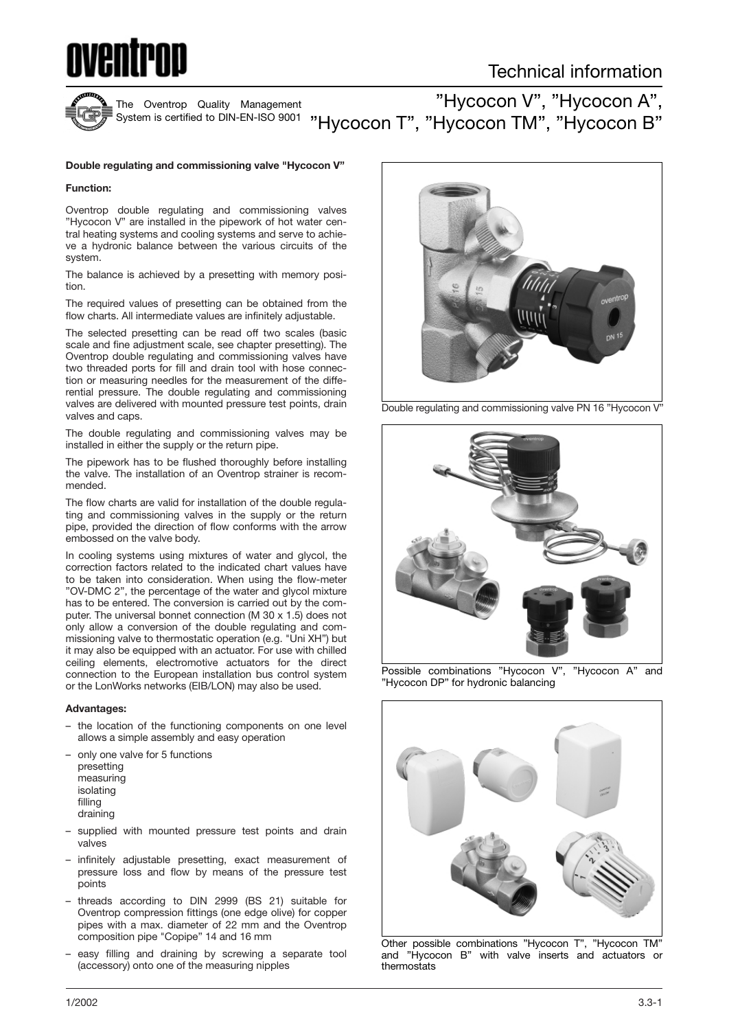# Technical information

The Oventrop Quality Management System is certified to DIN-EN-ISO 9001

## "Hycocon V", "Hycocon A", "Hycocon T", "Hycocon TM", "Hycocon B"

**Double regulating and commissioning valve "Hycocon V"**

**Function:**

Oventrop double regulating and commissioning valves "Hycocon V" are installed in the pipework of hot water central heating systems and cooling systems and serve to achieve a hydronic balance between the various circuits of the system.

The balance is achieved by a presetting with memory position.

The required values of presetting can be obtained from the flow charts. All intermediate values are infinitely adjustable.

The selected presetting can be read off two scales (basic scale and fine adjustment scale, see chapter presetting). The Oventrop double regulating and commissioning valves have two threaded ports for fill and drain tool with hose connection or measuring needles for the measurement of the differential pressure. The double regulating and commissioning valves are delivered with mounted pressure test points, drain valves and caps.

The double regulating and commissioning valves may be installed in either the supply or the return pipe.

The pipework has to be flushed thoroughly before installing the valve. The installation of an Oventrop strainer is recommended.

The flow charts are valid for installation of the double regulating and commissioning valves in the supply or the return pipe, provided the direction of flow conforms with the arrow embossed on the valve body.

In cooling systems using mixtures of water and glycol, the correction factors related to the indicated chart values have to be taken into consideration. When using the flow-meter "OV-DMC 2", the percentage of the water and glycol mixture has to be entered. The conversion is carried out by the computer. The universal bonnet connection (M 30 x 1.5) does not only allow a conversion of the double regulating and commissioning valve to thermostatic operation (e.g. "Uni XH") but it may also be equipped with an actuator. For use with chilled ceiling elements, electromotive actuators for the direct connection to the European installation bus control system or the LonWorks networks (EIB/LON) may also be used.

**Advantages:**

- the location of the functioning components on one level allows a simple assembly and easy operation
- only one valve for 5 functions
  presetting
  measuring
  isolating
  filling
  draining
- supplied with mounted pressure test points and drain valves
- infinitely adjustable presetting, exact measurement of pressure loss and flow by means of the pressure test points
- threads according to DIN 2999 (BS 21) suitable for Oventrop compression fittings (one edge olive) for copper pipes with a max. diameter of 22 mm and the Oventrop composition pipe "Copipe" 14 and 16 mm
- easy filling and draining by screwing a separate tool (accessory) onto one of the measuring nipples

Double regulating and commissioning valve PN 16 "Hycocon V"

Possible combinations "Hycocon V", "Hycocon A" and "Hycocon DP" for hydronic balancing

Other possible combinations "Hycocon T", "Hycocon TM" and "Hycocon B" with valve inserts and actuators or thermostats

1/2002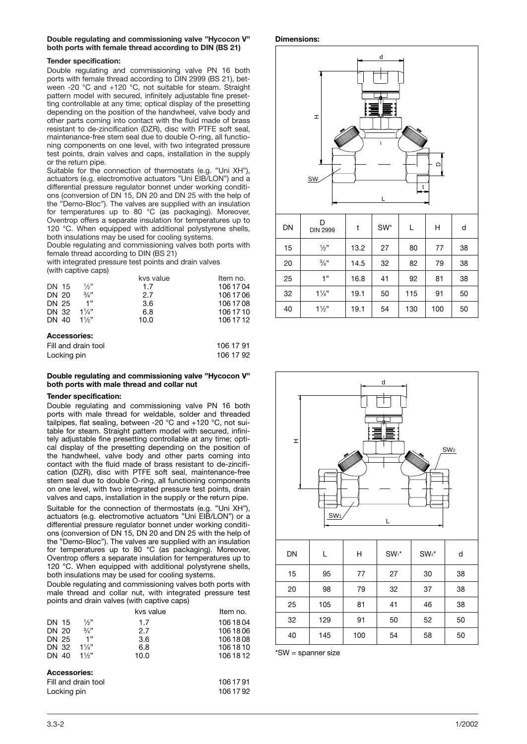**Double regulating and commissioning valve "Hycocon V" both ports with female thread according to DIN (BS 21)**

**Tender specification:**

Double regulating and commissioning valve PN 16 both ports with female thread according to DIN 2999 (BS 21), between -20 °C and +120 °C, not suitable for steam. Straight pattern model with secured, infinitely adjustable fine presetting controllable at any time; optical display of the presetting depending on the position of the handwheel, valve body and other parts coming into contact with the fluid made of brass resistant to de-zincification (DZR), disc with PTFE soft seal, maintenance-free stem seal due to double O-ring, all functioning components on one level, with two integrated pressure test points, drain valves and caps, installation in the supply or the return pipe.

Suitable for the connection of thermostats (e.g. "Uni XH"), actuators (e.g. electromotive actuators "Uni EIB/LON") and a differential pressure regulator bonnet under working conditions (conversion of DN 15, DN 20 and DN 25 with the help of the "Demo-Bloc"). The valves are supplied with an insulation for temperatures up to 80 °C (as packaging). Moreover, Oventrop offers a separate insulation for temperatures up to 120 °C. When equipped with additional polystyrene shells, both insulations may be used for cooling systems.

Double regulating and commissioning valves both ports with female thread according to DIN (BS 21)
with integrated pressure test points and drain valves
(with captive caps)

| | | kvs value | Item no. |
|---|---|---|---|
| DN 15 | ½" | 1.7 | 106 17 04 |
| DN 20 | ¾" | 2.7 | 106 17 06 |
| DN 25 | 1" | 3.6 | 106 17 08 |
| DN 32 | 1¼" | 6.8 | 106 17 10 |
| DN 40 | 1½" | 10.0 | 106 17 12 |

**Accessories:**

| | |
|---|---|
| Fill and drain tool | 106 17 91 |
| Locking pin | 106 17 92 |

**Double regulating and commissioning valve "Hycocon V" both ports with male thread and collar nut**

**Tender specification:**

Double regulating and commissioning valve PN 16 both ports with male thread for weldable, solder and threaded tailpipes, flat sealing, between -20 °C and +120 °C, not suitable for steam. Straight pattern model with secured, infinitely adjustable fine presetting controllable at any time; optical display of the presetting depending on the position of the handwheel, valve body and other parts coming into contact with the fluid made of brass resistant to de-zincification (DZR), disc with PTFE soft seal, maintenance-free stem seal due to double O-ring, all functioning components on one level, with two integrated pressure test points, drain valves and caps, installation in the supply or the return pipe.

Suitable for the connection of thermostats (e.g. "Uni XH"), actuators (e.g. electromotive actuators "Uni EIB/LON") or a differential pressure regulator bonnet under working conditions (conversion of DN 15, DN 20 and DN 25 with the help of the "Demo-Bloc"). The valves are supplied with an insulation for temperatures up to 80 °C (as packaging). Moreover, Oventrop offers a separate insulation for temperatures up to 120 °C. When equipped with additional polystyrene shells, both insulations may be used for cooling systems.

Double regulating and commissioning valves both ports with male thread and collar nut, with integrated pressure test points and drain valves (with captive caps)

| | | kvs value | Item no. |
|---|---|---|---|
| DN 15 | ½" | 1.7 | 106 18 04 |
| DN 20 | ¾" | 2.7 | 106 18 06 |
| DN 25 | 1" | 3.6 | 106 18 08 |
| DN 32 | 1¼" | 6.8 | 106 18 10 |
| DN 40 | 1½" | 10.0 | 106 18 12 |

**Accessories:**

| | |
|---|---|
| Fill and drain tool | 106 17 91 |
| Locking pin | 106 17 92 |

**Dimensions:**

| DN | D DIN 2999 | t | SW* | L | H | d |
|---|---|---|---|---|---|---|
| 15 | ½" | 13.2 | 27 | 80 | 77 | 38 |
| 20 | ¾" | 14.5 | 32 | 82 | 79 | 38 |
| 25 | 1" | 16.8 | 41 | 92 | 81 | 38 |
| 32 | 1¼" | 19.1 | 50 | 115 | 91 | 50 |
| 40 | 1½" | 19.1 | 54 | 130 | 100 | 50 |

| DN | L | H | SW1* | SW2* | d |
|---|---|---|---|---|---|
| 15 | 95 | 77 | 27 | 30 | 38 |
| 20 | 98 | 79 | 32 | 37 | 38 |
| 25 | 105 | 81 | 41 | 46 | 38 |
| 32 | 129 | 91 | 50 | 52 | 50 |
| 40 | 145 | 100 | 54 | 58 | 50 |

*SW = spanner size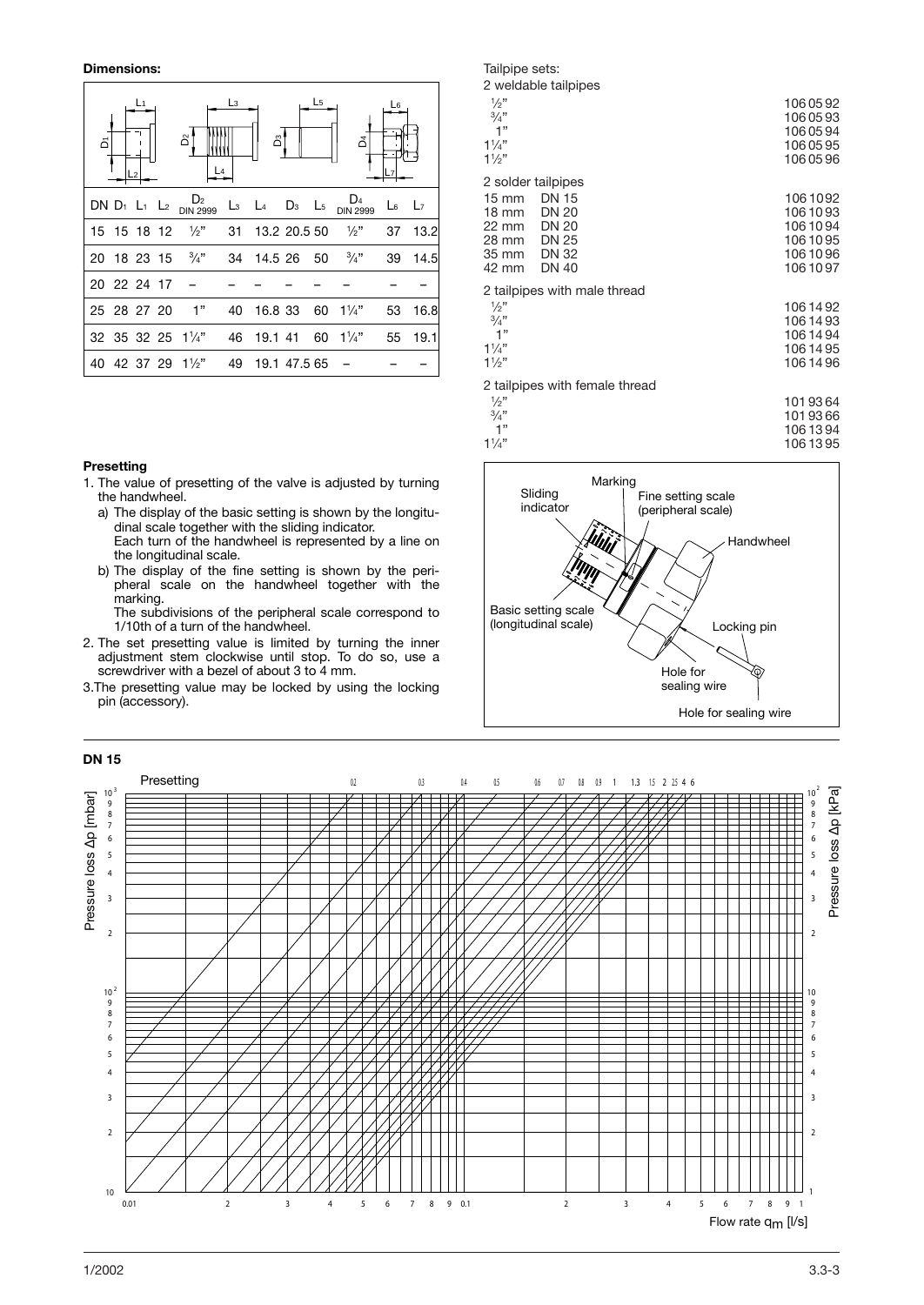**Dimensions:**

| DN | $D_1$ | $L_1$ | $L_2$ | $D_2$ DIN 2999 | $L_3$ | $L_4$ | $D_3$ | $L_5$ | $D_4$ DIN 2999 | $L_6$ | $L_7$ |
|---|---|---|---|---|---|---|---|---|---|---|---|
| 15 | 15 | 18 | 12 | ½" | 31 | 13.2 | 20.5 | 50 | ½" | 37 | 13.2 |
| 20 | 18 | 23 | 15 | ¾" | 34 | 14.5 | 26 | 50 | ¾" | 39 | 14.5 |
| 20 | 22 | 24 | 17 | – | – | – | – | – | – | – | – |
| 25 | 28 | 27 | 20 | 1" | 40 | 16.8 | 33 | 60 | 1¼" | 53 | 16.8 |
| 32 | 35 | 32 | 25 | 1¼" | 46 | 19.1 | 41 | 60 | 1¼" | 55 | 19.1 |
| 40 | 42 | 37 | 29 | 1½" | 49 | 19.1 | 47.5 | 65 | – | – | – |

Tailpipe sets:

2 weldable tailpipes

| | |
|---|---|
| ½" | 106 05 92 |
| ¾" | 106 05 93 |
| 1" | 106 05 94 |
| 1¼" | 106 05 95 |
| 1½" | 106 05 96 |

2 solder tailpipes

| | | |
|---|---|---|
| 15 mm | DN 15 | 106 10 92 |
| 18 mm | DN 20 | 106 10 93 |
| 22 mm | DN 20 | 106 10 94 |
| 28 mm | DN 25 | 106 10 95 |
| 35 mm | DN 32 | 106 10 96 |
| 42 mm | DN 40 | 106 10 97 |

2 tailpipes with male thread

| | |
|---|---|
| ½" | 106 14 92 |
| ¾" | 106 14 93 |
| 1" | 106 14 94 |
| 1¼" | 106 14 95 |
| 1½" | 106 14 96 |

2 tailpipes with female thread

| | |
|---|---|
| ½" | 101 93 64 |
| ¾" | 101 93 66 |
| 1" | 106 13 94 |
| 1¼" | 106 13 95 |

**Presetting**

1. The value of presetting of the valve is adjusted by turning the handwheel.
   a) The display of the basic setting is shown by the longitudinal scale together with the sliding indicator. Each turn of the handwheel is represented by a line on the longitudinal scale.
   b) The display of the fine setting is shown by the peripheral scale on the handwheel together with the marking. The subdivisions of the peripheral scale correspond to 1/10th of a turn of the handwheel.
2. The set presetting value is limited by turning the inner adjustment stem clockwise until stop. To do so, use a screwdriver with a bezel of about 3 to 4 mm.
3. The presetting value may be locked by using the locking pin (accessory).

Marking, Sliding indicator, Fine setting scale (peripheral scale), Handwheel, Basic setting scale (longitudinal scale), Locking pin, Hole for sealing wire, Hole for sealing wire

**DN 15**

Presetting: 0.2, 0.3, 0.4, 0.5, 0.6, 0.7, 0.8, 0.9, 1, 1.3, 1.5, 2, 2.5, 4, 6

Pressure loss Δp [mbar] / Pressure loss Δp [kPa]

Flow rate $q_m$ [l/s]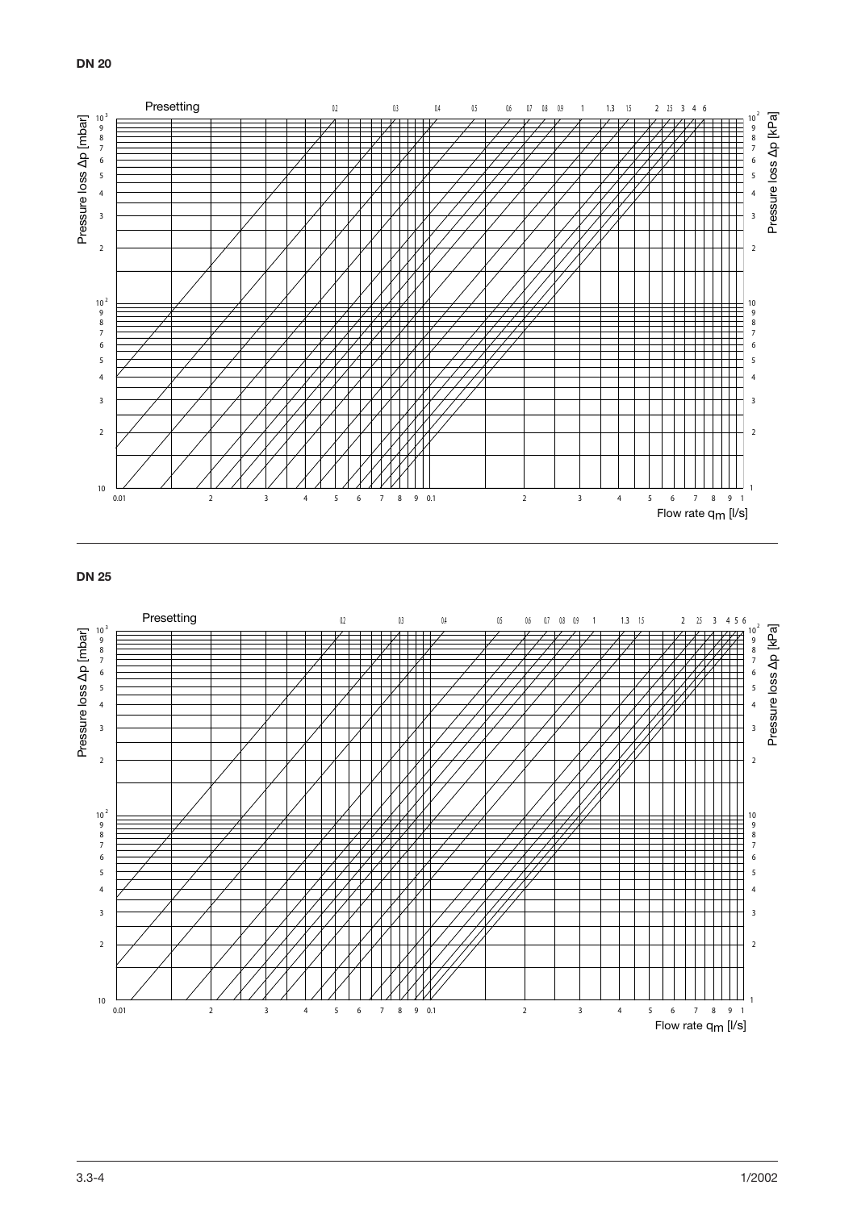**DN 20**

Presetting 0.2 0.3 0.4 0.5 0.6 0.7 0.8 0.9 1 1.3 1.5 2 2.5 3 4 6

Pressure loss Δp [mbar]

Pressure loss Δp [kPa]

Flow rate $q_m$ [l/s]

---

**DN 25**

Presetting 0.2 0.3 0.4 0.5 0.6 0.7 0.8 0.9 1 1.3 1.5 2 2.5 3 4 5 6

Pressure loss Δp [mbar]

Pressure loss Δp [kPa]

Flow rate $q_m$ [l/s]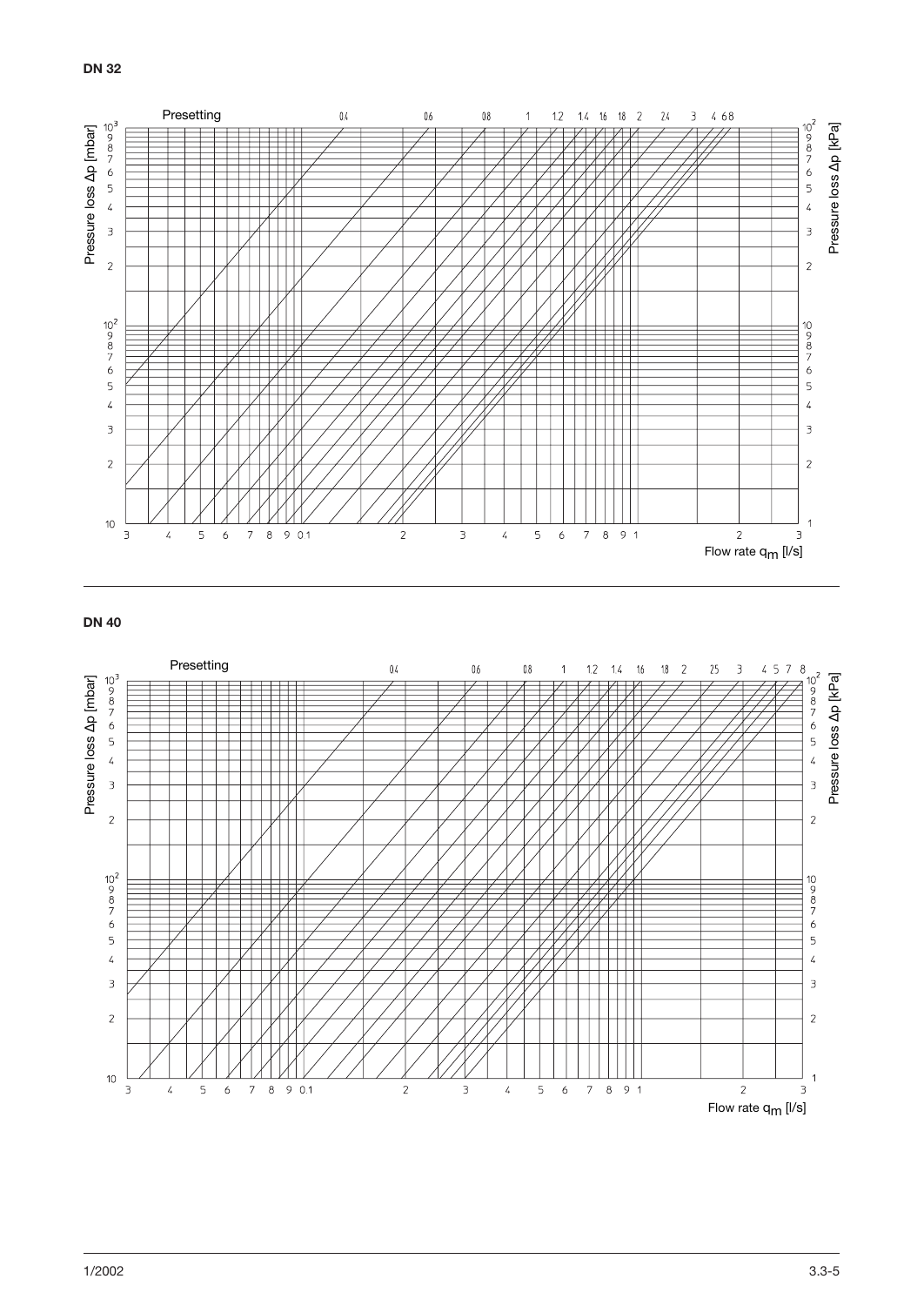**DN 32**

Presetting: 0.4, 0.6, 0.8, 1, 1.2, 1.4, 1.6, 1.8, 2, 2.4, 3, 4, 6, 8

Pressure loss Δp [mbar] — Pressure loss Δp [kPa]

Flow rate $q_m$ [l/s]

**DN 40**

Presetting: 0.4, 0.6, 0.8, 1, 1.2, 1.4, 1.6, 1.8, 2, 2.5, 3, 4, 5, 7, 8

Pressure loss Δp [mbar] — Pressure loss Δp [kPa]

Flow rate $q_m$ [l/s]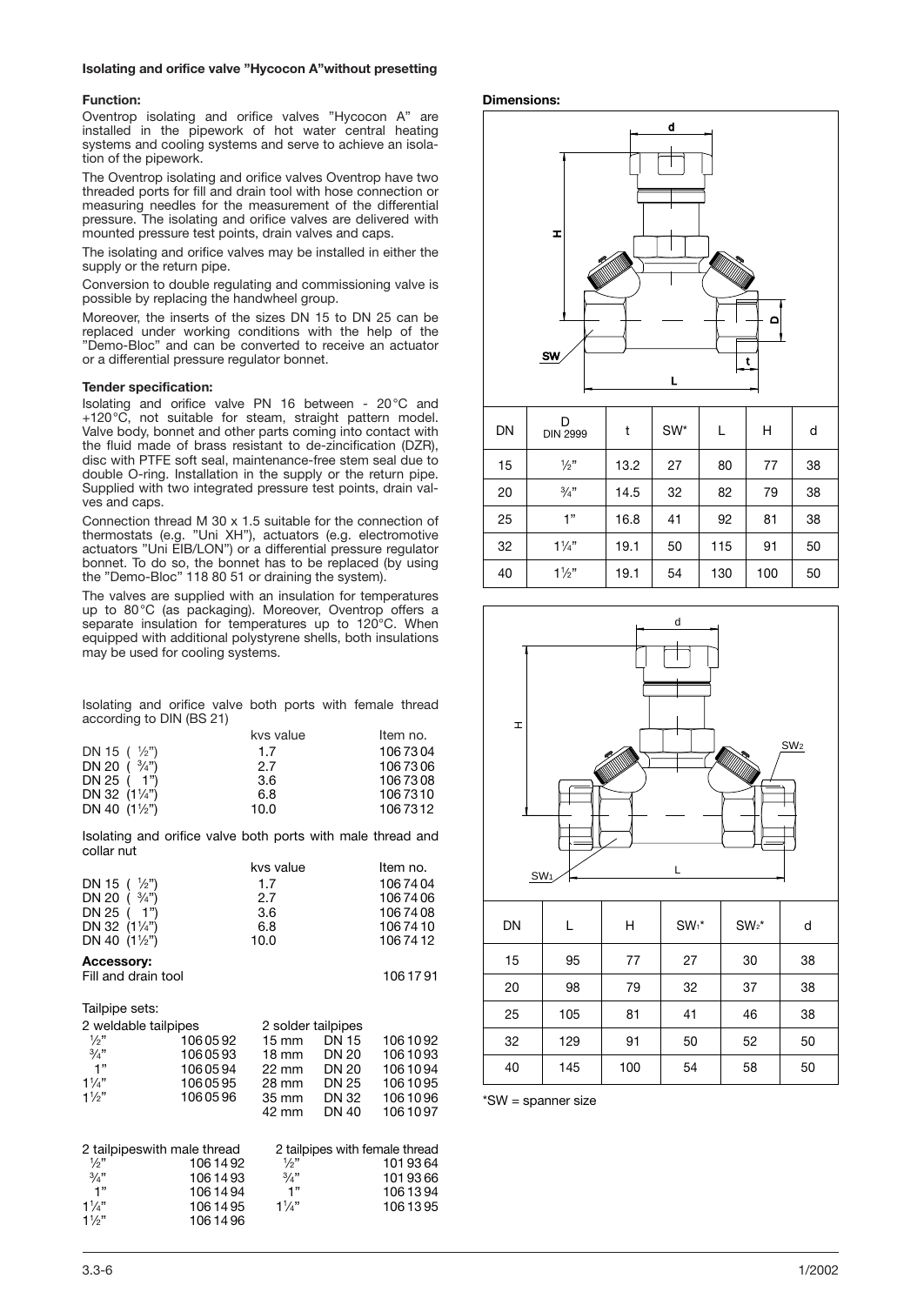**Isolating and orifice valve "Hycocon A" without presetting**

**Function:**

Oventrop isolating and orifice valves "Hycocon A" are installed in the pipework of hot water central heating systems and cooling systems and serve to achieve an isolation of the pipework.

The Oventrop isolating and orifice valves Oventrop have two threaded ports for fill and drain tool with hose connection or measuring needles for the measurement of the differential pressure. The isolating and orifice valves are delivered with mounted pressure test points, drain valves and caps.

The isolating and orifice valves may be installed in either the supply or the return pipe.

Conversion to double regulating and commissioning valve is possible by replacing the handwheel group.

Moreover, the inserts of the sizes DN 15 to DN 25 can be replaced under working conditions with the help of the "Demo-Bloc" and can be converted to receive an actuator or a differential pressure regulator bonnet.

**Tender specification:**

Isolating and orifice valve PN 16 between - 20°C and +120°C, not suitable for steam, straight pattern model. Valve body, bonnet and other parts coming into contact with the fluid made of brass resistant to de-zincification (DZR), disc with PTFE soft seal, maintenance-free stem seal due to double O-ring. Installation in the supply or the return pipe. Supplied with two integrated pressure test points, drain valves and caps.

Connection thread M 30 x 1.5 suitable for the connection of thermostats (e.g. "Uni XH"), actuators (e.g. electromotive actuators "Uni EIB/LON") or a differential pressure regulator bonnet. To do so, the bonnet has to be replaced (by using the "Demo-Bloc" 118 80 51 or draining the system).

The valves are supplied with an insulation for temperatures up to 80°C (as packaging). Moreover, Oventrop offers a separate insulation for temperatures up to 120°C. When equipped with additional polystyrene shells, both insulations may be used for cooling systems.

Isolating and orifice valve both ports with female thread according to DIN (BS 21)

| | kvs value | Item no. |
|---|---|---|
| DN 15 (½") | 1.7 | 106 73 04 |
| DN 20 (¾") | 2.7 | 106 73 06 |
| DN 25 (1") | 3.6 | 106 73 08 |
| DN 32 (1¼") | 6.8 | 106 73 10 |
| DN 40 (1½") | 10.0 | 106 73 12 |

Isolating and orifice valve both ports with male thread and collar nut

| | kvs value | Item no. |
|---|---|---|
| DN 15 (½") | 1.7 | 106 74 04 |
| DN 20 (¾") | 2.7 | 106 74 06 |
| DN 25 (1") | 3.6 | 106 74 08 |
| DN 32 (1¼") | 6.8 | 106 74 10 |
| DN 40 (1½") | 10.0 | 106 74 12 |

**Accessory:**

Fill and drain tool 106 17 91

Tailpipe sets:

| 2 weldable tailpipes | | 2 solder tailpipes | | |
|---|---|---|---|---|
| ½" | 106 05 92 | 15 mm | DN 15 | 106 10 92 |
| ¾" | 106 05 93 | 18 mm | DN 20 | 106 10 93 |
| 1" | 106 05 94 | 22 mm | DN 20 | 106 10 94 |
| 1¼" | 106 05 95 | 28 mm | DN 25 | 106 10 95 |
| 1½" | 106 05 96 | 35 mm | DN 32 | 106 10 96 |
| | | 42 mm | DN 40 | 106 10 97 |

| 2 tailpipes with male thread | | 2 tailpipes with female thread | |
|---|---|---|---|
| ½" | 106 14 92 | ½" | 101 93 64 |
| ¾" | 106 14 93 | ¾" | 101 93 66 |
| 1" | 106 14 94 | 1" | 106 13 94 |
| 1¼" | 106 14 95 | 1¼" | 106 13 95 |
| 1½" | 106 14 96 | | |

**Dimensions:**

| DN | D DIN 2999 | t | SW* | L | H | d |
|---|---|---|---|---|---|---|
| 15 | ½" | 13.2 | 27 | 80 | 77 | 38 |
| 20 | ¾" | 14.5 | 32 | 82 | 79 | 38 |
| 25 | 1" | 16.8 | 41 | 92 | 81 | 38 |
| 32 | 1¼" | 19.1 | 50 | 115 | 91 | 50 |
| 40 | 1½" | 19.1 | 54 | 130 | 100 | 50 |

| DN | L | H | $SW_1$* | $SW_2$* | d |
|---|---|---|---|---|---|
| 15 | 95 | 77 | 27 | 30 | 38 |
| 20 | 98 | 79 | 32 | 37 | 38 |
| 25 | 105 | 81 | 41 | 46 | 38 |
| 32 | 129 | 91 | 50 | 52 | 50 |
| 40 | 145 | 100 | 54 | 58 | 50 |

*SW = spanner size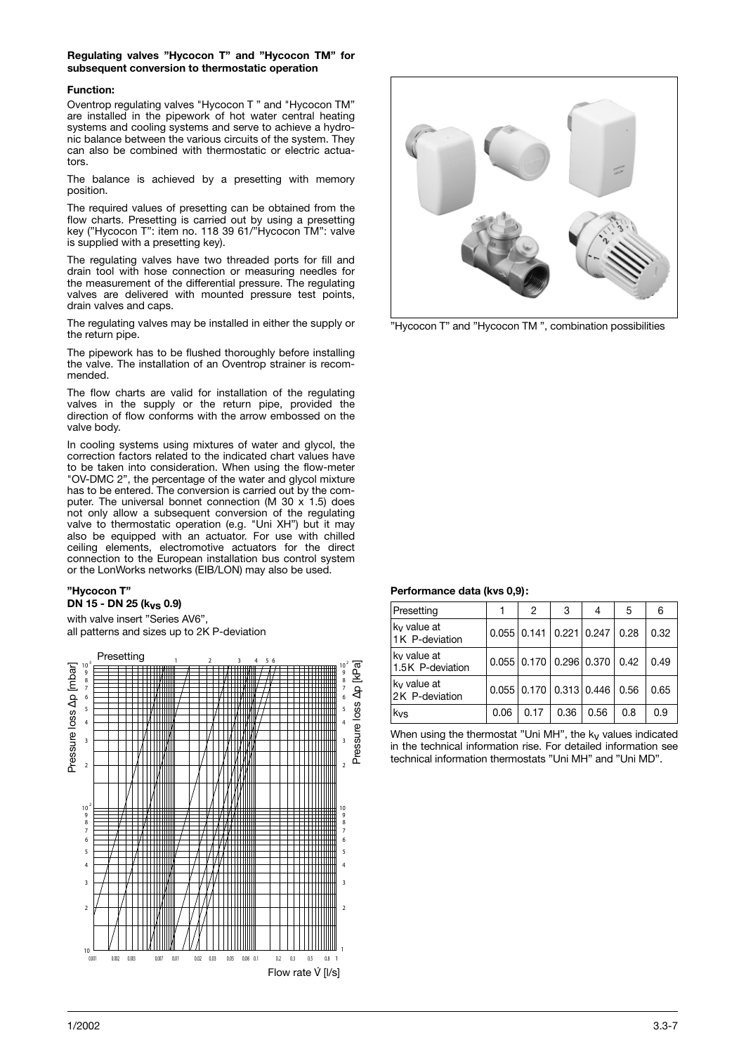**Regulating valves ”Hycocon T” and ”Hycocon TM” for subsequent conversion to thermostatic operation**

**Function:**

Oventrop regulating valves "Hycocon T " and "Hycocon TM" are installed in the pipework of hot water central heating systems and cooling systems and serve to achieve a hydronic balance between the various circuits of the system. They can also be combined with thermostatic or electric actuators.

The balance is achieved by a presetting with memory position.

The required values of presetting can be obtained from the flow charts. Presetting is carried out by using a presetting key (”Hycocon T”: item no. 118 39 61/”Hycocon TM”: valve is supplied with a presetting key).

The regulating valves have two threaded ports for fill and drain tool with hose connection or measuring needles for the measurement of the differential pressure. The regulating valves are delivered with mounted pressure test points, drain valves and caps.

The regulating valves may be installed in either the supply or the return pipe.

The pipework has to be flushed thoroughly before installing the valve. The installation of an Oventrop strainer is recommended.

The flow charts are valid for installation of the regulating valves in the supply or the return pipe, provided the direction of flow conforms with the arrow embossed on the valve body.

In cooling systems using mixtures of water and glycol, the correction factors related to the indicated chart values have to be taken into consideration. When using the flow-meter "OV-DMC 2", the percentage of the water and glycol mixture has to be entered. The conversion is carried out by the computer. The universal bonnet connection (M 30 x 1.5) does not only allow a subsequent conversion of the regulating valve to thermostatic operation (e.g. "Uni XH") but it may also be equipped with an actuator. For use with chilled ceiling elements, electromotive actuators for the direct connection to the European installation bus control system or the LonWorks networks (EIB/LON) may also be used.

”Hycocon T” and ”Hycocon TM ”, combination possibilities

**”Hycocon T”**
**DN 15 - DN 25 ($k_{VS}$ 0.9)**

with valve insert ”Series AV6”,
all patterns and sizes up to 2K P-deviation

**Performance data (kvs 0,9):**

| Presetting | 1 | 2 | 3 | 4 | 5 | 6 |
|---|---|---|---|---|---|---|
| $k_V$ value at 1K P-deviation | 0.055 | 0.141 | 0.221 | 0.247 | 0.28 | 0.32 |
| $k_V$ value at 1.5K P-deviation | 0.055 | 0.170 | 0.296 | 0.370 | 0.42 | 0.49 |
| $k_V$ value at 2K P-deviation | 0.055 | 0.170 | 0.313 | 0.446 | 0.56 | 0.65 |
| $k_{VS}$ | 0.06 | 0.17 | 0.36 | 0.56 | 0.8 | 0.9 |

When using the thermostat ”Uni MH”, the $k_V$ values indicated in the technical information rise. For detailed information see technical information thermostats ”Uni MH” and ”Uni MD”.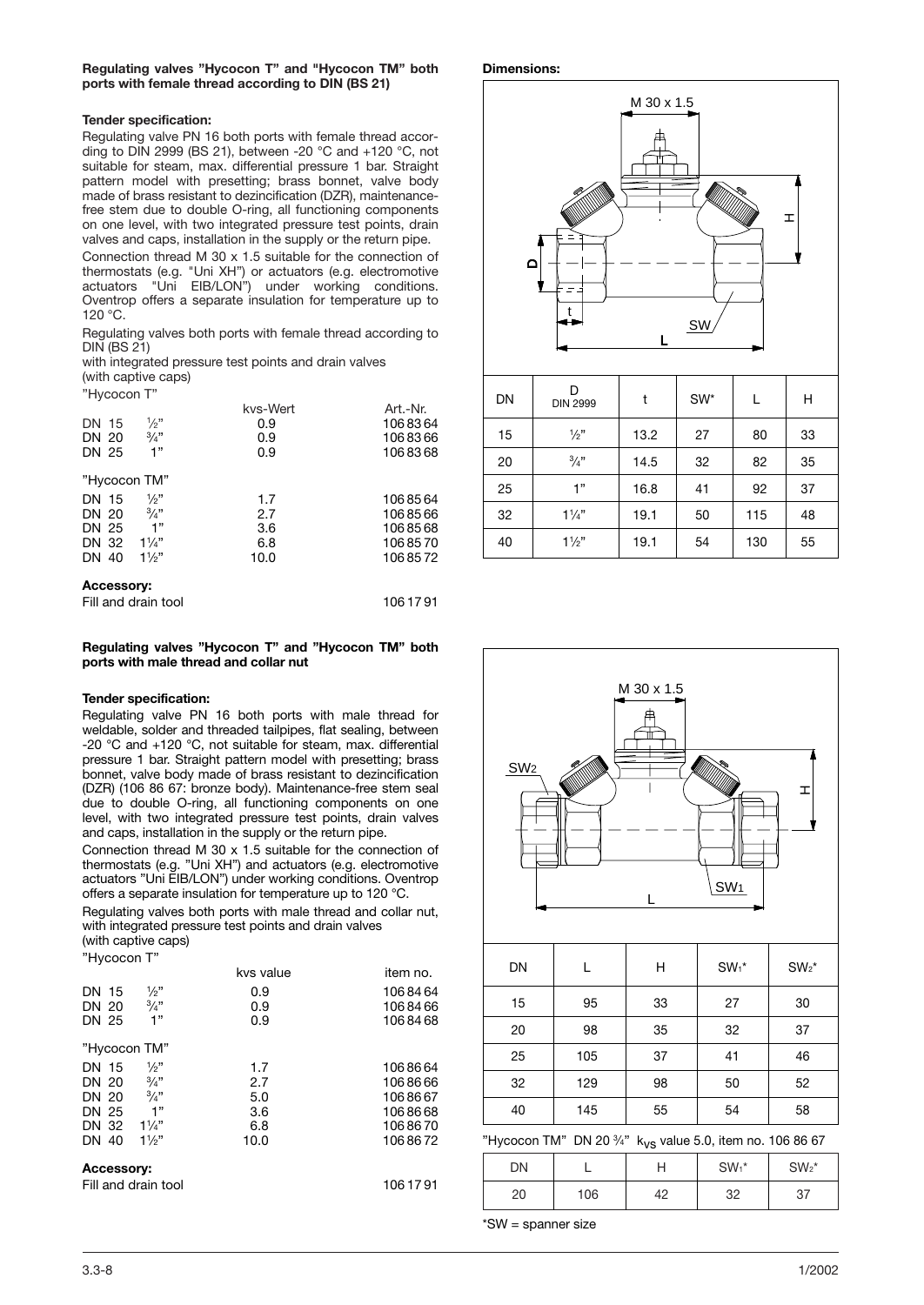**Regulating valves "Hycocon T" and "Hycocon TM" both ports with female thread according to DIN (BS 21)**

**Tender specification:**

Regulating valve PN 16 both ports with female thread according to DIN 2999 (BS 21), between -20 °C and +120 °C, not suitable for steam, max. differential pressure 1 bar. Straight pattern model with presetting; brass bonnet, valve body made of brass resistant to dezincification (DZR), maintenance-free stem due to double O-ring, all functioning components on one level, with two integrated pressure test points, drain valves and caps, installation in the supply or the return pipe.

Connection thread M 30 x 1.5 suitable for the connection of thermostats (e.g. "Uni XH") or actuators (e.g. electromotive actuators "Uni EIB/LON") under working conditions. Oventrop offers a separate insulation for temperature up to 120 °C.

Regulating valves both ports with female thread according to DIN (BS 21)
with integrated pressure test points and drain valves
(with captive caps)

"Hycocon T"

| | | kvs-Wert | Art.-Nr. |
|---|---|---|---|
| DN 15 | ½" | 0.9 | 106 83 64 |
| DN 20 | ¾" | 0.9 | 106 83 66 |
| DN 25 | 1" | 0.9 | 106 83 68 |

"Hycocon TM"

| | | kvs-Wert | Art.-Nr. |
|---|---|---|---|
| DN 15 | ½" | 1.7 | 106 85 64 |
| DN 20 | ¾" | 2.7 | 106 85 66 |
| DN 25 | 1" | 3.6 | 106 85 68 |
| DN 32 | 1¼" | 6.8 | 106 85 70 |
| DN 40 | 1½" | 10.0 | 106 85 72 |

**Accessory:**

Fill and drain tool 106 17 91

**Dimensions:**

| DN | D DIN 2999 | t | SW* | L | H |
|---|---|---|---|---|---|
| 15 | ½" | 13.2 | 27 | 80 | 33 |
| 20 | ¾" | 14.5 | 32 | 82 | 35 |
| 25 | 1" | 16.8 | 41 | 92 | 37 |
| 32 | 1¼" | 19.1 | 50 | 115 | 48 |
| 40 | 1½" | 19.1 | 54 | 130 | 55 |

**Regulating valves "Hycocon T" and "Hycocon TM" both ports with male thread and collar nut**

**Tender specification:**

Regulating valve PN 16 both ports with male thread for weldable, solder and threaded tailpipes, flat sealing, between -20 °C and +120 °C, not suitable for steam, max. differential pressure 1 bar. Straight pattern model with presetting; brass bonnet, valve body made of brass resistant to dezincification (DZR) (106 86 67: bronze body). Maintenance-free stem seal due to double O-ring, all functioning components on one level, with two integrated pressure test points, drain valves and caps, installation in the supply or the return pipe.

Connection thread M 30 x 1.5 suitable for the connection of thermostats (e.g. "Uni XH") and actuators (e.g. electromotive actuators "Uni EIB/LON") under working conditions. Oventrop offers a separate insulation for temperature up to 120 °C.

Regulating valves both ports with male thread and collar nut, with integrated pressure test points and drain valves
(with captive caps)

"Hycocon T"

| | | kvs value | item no. |
|---|---|---|---|
| DN 15 | ½" | 0.9 | 106 84 64 |
| DN 20 | ¾" | 0.9 | 106 84 66 |
| DN 25 | 1" | 0.9 | 106 84 68 |

"Hycocon TM"

| | | kvs value | item no. |
|---|---|---|---|
| DN 15 | ½" | 1.7 | 106 86 64 |
| DN 20 | ¾" | 2.7 | 106 86 66 |
| DN 20 | ¾" | 5.0 | 106 86 67 |
| DN 25 | 1" | 3.6 | 106 86 68 |
| DN 32 | 1¼" | 6.8 | 106 86 70 |
| DN 40 | 1½" | 10.0 | 106 86 72 |

**Accessory:**

Fill and drain tool 106 17 91

| DN | L | H | $SW_1$* | $SW_2$* |
|---|---|---|---|---|
| 15 | 95 | 33 | 27 | 30 |
| 20 | 98 | 35 | 32 | 37 |
| 25 | 105 | 37 | 41 | 46 |
| 32 | 129 | 98 | 50 | 52 |
| 40 | 145 | 55 | 54 | 58 |

"Hycocon TM" DN 20 ¾" $k_{VS}$ value 5.0, item no. 106 86 67

| DN | L | H | $SW_1$* | $SW_2$* |
|---|---|---|---|---|
| 20 | 106 | 42 | 32 | 37 |

*SW = spanner size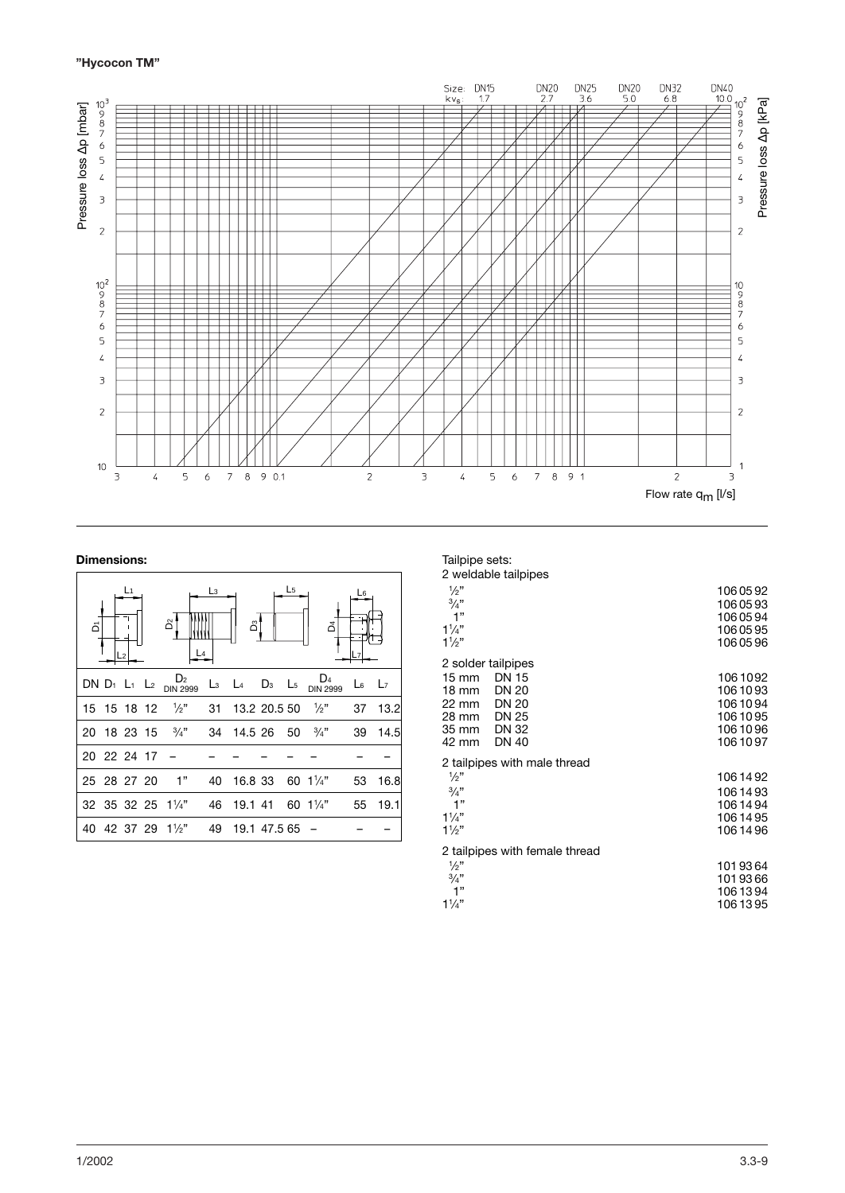**"Hycocon TM"**

Size: DN15 DN20 DN25 DN20 DN32 DN40
$kv_s$: 1.7 2.7 3.6 5.0 6.8 10.0

Pressure loss Δp [mbar]

Pressure loss Δp [kPa]

Flow rate $q_m$ [l/s]

**Dimensions:**

| DN | $D_1$ | $L_1$ | $L_2$ | $D_2$ DIN 2999 | $L_3$ | $L_4$ | $D_3$ | $L_5$ | $D_4$ DIN 2999 | $L_6$ | $L_7$ |
|---|---|---|---|---|---|---|---|---|---|---|---|
| 15 | 15 | 18 | 12 | ½" | 31 | 13.2 | 20.5 | 50 | ½" | 37 | 13.2 |
| 20 | 18 | 23 | 15 | ¾" | 34 | 14.5 | 26 | 50 | ¾" | 39 | 14.5 |
| 20 | 22 | 24 | 17 | – | – | – | – | – | – | – | – |
| 25 | 28 | 27 | 20 | 1" | 40 | 16.8 | 33 | 60 | 1¼" | 53 | 16.8 |
| 32 | 35 | 32 | 25 | 1¼" | 46 | 19.1 | 41 | 60 | 1¼" | 55 | 19.1 |
| 40 | 42 | 37 | 29 | 1½" | 49 | 19.1 | 47.5 | 65 | – | – | – |

Tailpipe sets:

2 weldable tailpipes

| | |
|---|---|
| ½" | 106 05 92 |
| ¾" | 106 05 93 |
| 1" | 106 05 94 |
| 1¼" | 106 05 95 |
| 1½" | 106 05 96 |

2 solder tailpipes

| | | |
|---|---|---|
| 15 mm | DN 15 | 106 10 92 |
| 18 mm | DN 20 | 106 10 93 |
| 22 mm | DN 20 | 106 10 94 |
| 28 mm | DN 25 | 106 10 95 |
| 35 mm | DN 32 | 106 10 96 |
| 42 mm | DN 40 | 106 10 97 |

2 tailpipes with male thread

| | |
|---|---|
| ½" | 106 14 92 |
| ¾" | 106 14 93 |
| 1" | 106 14 94 |
| 1¼" | 106 14 95 |
| 1½" | 106 14 96 |

2 tailpipes with female thread

| | |
|---|---|
| ½" | 101 93 64 |
| ¾" | 101 93 66 |
| 1" | 106 13 94 |
| 1¼" | 106 13 95 |

1/2002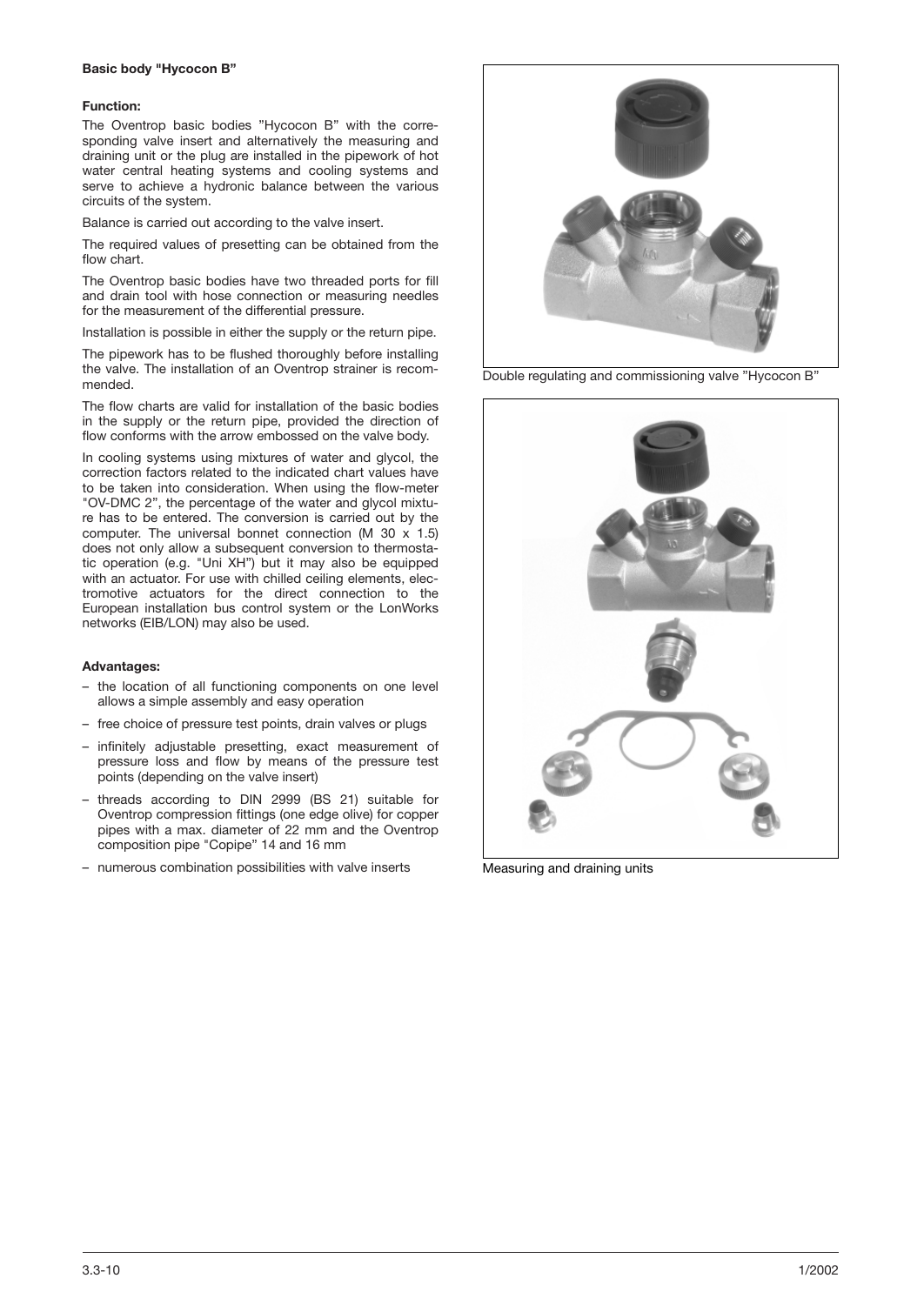**Basic body "Hycocon B"**

**Function:**

The Oventrop basic bodies "Hycocon B" with the corresponding valve insert and alternatively the measuring and draining unit or the plug are installed in the pipework of hot water central heating systems and cooling systems and serve to achieve a hydronic balance between the various circuits of the system.

Balance is carried out according to the valve insert.

The required values of presetting can be obtained from the flow chart.

The Oventrop basic bodies have two threaded ports for fill and drain tool with hose connection or measuring needles for the measurement of the differential pressure.

Installation is possible in either the supply or the return pipe.

The pipework has to be flushed thoroughly before installing the valve. The installation of an Oventrop strainer is recommended.

The flow charts are valid for installation of the basic bodies in the supply or the return pipe, provided the direction of flow conforms with the arrow embossed on the valve body.

In cooling systems using mixtures of water and glycol, the correction factors related to the indicated chart values have to be taken into consideration. When using the flow-meter "OV-DMC 2", the percentage of the water and glycol mixture has to be entered. The conversion is carried out by the computer. The universal bonnet connection (M 30 x 1.5) does not only allow a subsequent conversion to thermostatic operation (e.g. "Uni XH") but it may also be equipped with an actuator. For use with chilled ceiling elements, electromotive actuators for the direct connection to the European installation bus control system or the LonWorks networks (EIB/LON) may also be used.

**Advantages:**

- the location of all functioning components on one level allows a simple assembly and easy operation
- free choice of pressure test points, drain valves or plugs
- infinitely adjustable presetting, exact measurement of pressure loss and flow by means of the pressure test points (depending on the valve insert)
- threads according to DIN 2999 (BS 21) suitable for Oventrop compression fittings (one edge olive) for copper pipes with a max. diameter of 22 mm and the Oventrop composition pipe "Copipe" 14 and 16 mm
- numerous combination possibilities with valve inserts

Double regulating and commissioning valve "Hycocon B"

Measuring and draining units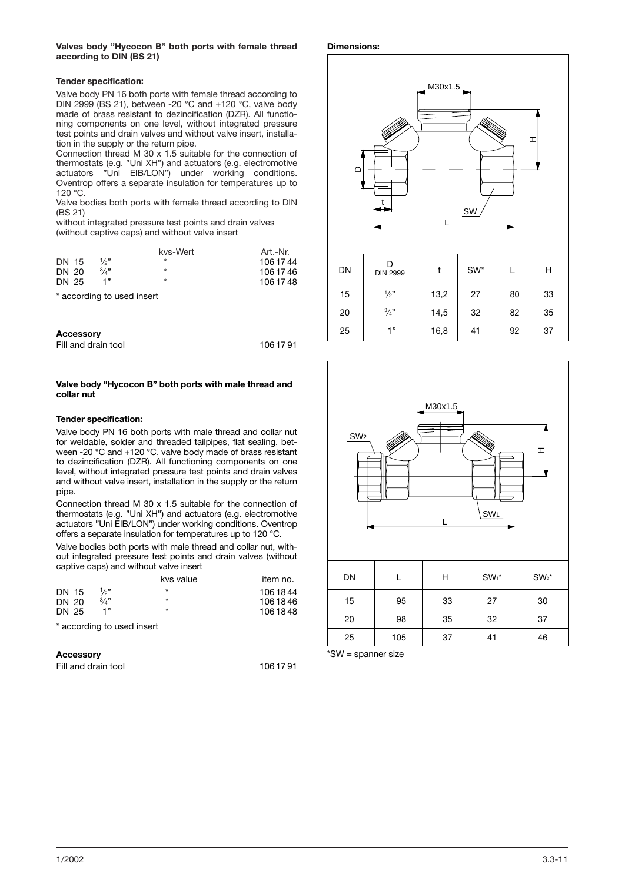**Valves body "Hycocon B" both ports with female thread according to DIN (BS 21)**

**Tender specification:**

Valve body PN 16 both ports with female thread according to DIN 2999 (BS 21), between -20 °C and +120 °C, valve body made of brass resistant to dezincification (DZR). All functioning components on one level, without integrated pressure test points and drain valves and without valve insert, installation in the supply or the return pipe.
Connection thread M 30 x 1.5 suitable for the connection of thermostats (e.g. "Uni XH") and actuators (e.g. electromotive actuators "Uni EIB/LON") under working conditions. Oventrop offers a separate insulation for temperatures up to 120 °C.
Valve bodies both ports with female thread according to DIN (BS 21)
without integrated pressure test points and drain valves (without captive caps) and without valve insert

| | | kvs-Wert | Art.-Nr. |
|---|---|---|---|
| DN 15 | ½" | * | 106 17 44 |
| DN 20 | ¾" | * | 106 17 46 |
| DN 25 | 1" | * | 106 17 48 |

\* according to used insert

**Accessory**

Fill and drain tool 106 17 91

**Valve body "Hycocon B" both ports with male thread and collar nut**

**Tender specification:**

Valve body PN 16 both ports with male thread and collar nut for weldable, solder and threaded tailpipes, flat sealing, between -20 °C and +120 °C, valve body made of brass resistant to dezincification (DZR). All functioning components on one level, without integrated pressure test points and drain valves and without valve insert, installation in the supply or the return pipe.

Connection thread M 30 x 1.5 suitable for the connection of thermostats (e.g. "Uni XH") and actuators (e.g. electromotive actuators "Uni EIB/LON") under working conditions. Oventrop offers a separate insulation for temperatures up to 120 °C.

Valve bodies both ports with male thread and collar nut, without integrated pressure test points and drain valves (without captive caps) and without valve insert

| | | kvs value | item no. |
|---|---|---|---|
| DN 15 | ½" | * | 106 18 44 |
| DN 20 | ¾" | * | 106 18 46 |
| DN 25 | 1" | * | 106 18 48 |

\* according to used insert

**Accessory**

Fill and drain tool 106 17 91

**Dimensions:**

| DN | D DIN 2999 | t | SW* | L | H |
|---|---|---|---|---|---|
| 15 | ½" | 13,2 | 27 | 80 | 33 |
| 20 | ¾" | 14,5 | 32 | 82 | 35 |
| 25 | 1" | 16,8 | 41 | 92 | 37 |

| DN | L | H | $SW_1$* | $SW_2$* |
|---|---|---|---|---|
| 15 | 95 | 33 | 27 | 30 |
| 20 | 98 | 35 | 32 | 37 |
| 25 | 105 | 37 | 41 | 46 |

\*SW = spanner size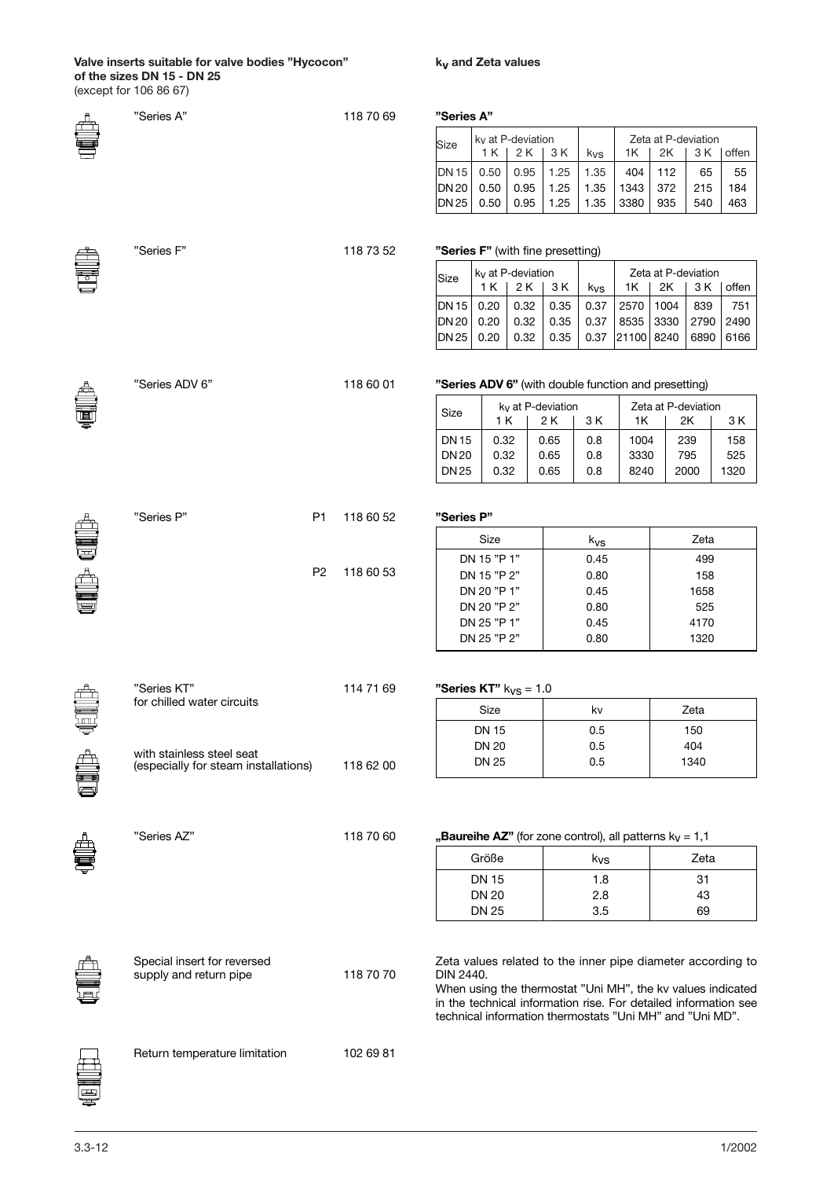**Valve inserts suitable for valve bodies "Hycocon" of the sizes DN 15 - DN 25**
(except for 106 86 67)

"Series A" 118 70 69

"Series F" 118 73 52

"Series ADV 6" 118 60 01

"Series P" P1 118 60 52

P2 118 60 53

"Series KT" for chilled water circuits 114 71 69

with stainless steel seat (especially for steam installations) 118 62 00

"Series AZ" 118 70 60

Special insert for reversed supply and return pipe 118 70 70

Return temperature limitation 102 69 81

**$k_V$ and Zeta values**

**"Series A"**

| Size | $k_V$ at P-deviation | | | | Zeta at P-deviation | | | |
|---|---|---|---|---|---|---|---|---|
| | 1 K | 2 K | 3 K | $k_{VS}$ | 1K | 2K | 3 K | offen |
| DN 15 | 0.50 | 0.95 | 1.25 | 1.35 | 404 | 112 | 65 | 55 |
| DN 20 | 0.50 | 0.95 | 1.25 | 1.35 | 1343 | 372 | 215 | 184 |
| DN 25 | 0.50 | 0.95 | 1.25 | 1.35 | 3380 | 935 | 540 | 463 |

**"Series F"** (with fine presetting)

| Size | $k_V$ at P-deviation | | | | Zeta at P-deviation | | | |
|---|---|---|---|---|---|---|---|---|
| | 1 K | 2 K | 3 K | $k_{VS}$ | 1K | 2K | 3 K | offen |
| DN 15 | 0.20 | 0.32 | 0.35 | 0.37 | 2570 | 1004 | 839 | 751 |
| DN 20 | 0.20 | 0.32 | 0.35 | 0.37 | 8535 | 3330 | 2790 | 2490 |
| DN 25 | 0.20 | 0.32 | 0.35 | 0.37 | 21100 | 8240 | 6890 | 6166 |

**"Series ADV 6"** (with double function and presetting)

| Size | $k_V$ at P-deviation | | | Zeta at P-deviation | | |
|---|---|---|---|---|---|---|
| | 1 K | 2 K | 3 K | 1K | 2K | 3 K |
| DN 15 | 0.32 | 0.65 | 0.8 | 1004 | 239 | 158 |
| DN 20 | 0.32 | 0.65 | 0.8 | 3330 | 795 | 525 |
| DN 25 | 0.32 | 0.65 | 0.8 | 8240 | 2000 | 1320 |

**"Series P"**

| Size | $k_{VS}$ | Zeta |
|---|---|---|
| DN 15 "P 1" | 0.45 | 499 |
| DN 15 "P 2" | 0.80 | 158 |
| DN 20 "P 1" | 0.45 | 1658 |
| DN 20 "P 2" | 0.80 | 525 |
| DN 25 "P 1" | 0.45 | 4170 |
| DN 25 "P 2" | 0.80 | 1320 |

**"Series KT"** $k_{VS}$ = 1.0

| Size | kv | Zeta |
|---|---|---|
| DN 15 | 0.5 | 150 |
| DN 20 | 0.5 | 404 |
| DN 25 | 0.5 | 1340 |

**„Baureihe AZ"** (for zone control), all patterns $k_V$ = 1,1

| Größe | $k_{VS}$ | Zeta |
|---|---|---|
| DN 15 | 1.8 | 31 |
| DN 20 | 2.8 | 43 |
| DN 25 | 3.5 | 69 |

Zeta values related to the inner pipe diameter according to DIN 2440.
When using the thermostat "Uni MH", the kv values indicated in the technical information rise. For detailed information see technical information thermostats "Uni MH" and "Uni MD".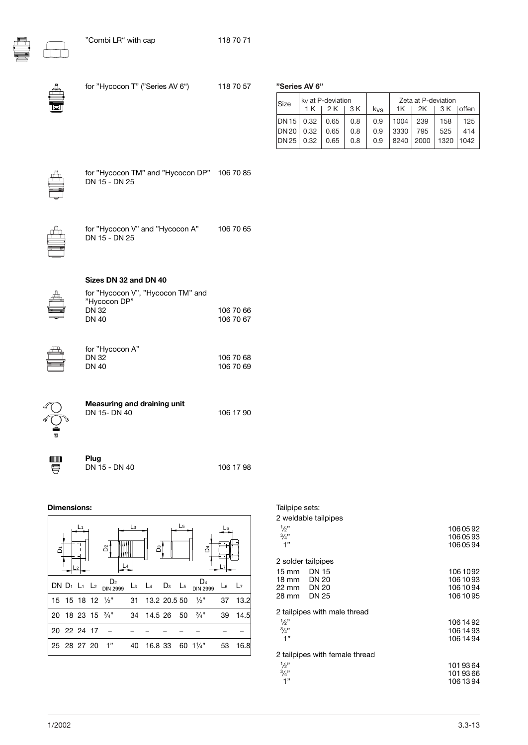"Combi LR" with cap 118 70 71

for "Hycocon T" ("Series AV 6") 118 70 57

**"Series AV 6"**

| Size | $k_V$ at P-deviation | | | $k_{VS}$ | Zeta at P-deviation | | | |
|---|---|---|---|---|---|---|---|---|
| | 1 K | 2 K | 3 K | | 1K | 2K | 3 K | offen |
| DN 15 | 0.32 | 0.65 | 0.8 | 0.9 | 1004 | 239 | 158 | 125 |
| DN 20 | 0.32 | 0.65 | 0.8 | 0.9 | 3330 | 795 | 525 | 414 |
| DN 25 | 0.32 | 0.65 | 0.8 | 0.9 | 8240 | 2000 | 1320 | 1042 |

for "Hycocon TM" and "Hycocon DP" DN 15 - DN 25 106 70 85

for "Hycocon V" and "Hycocon A" DN 15 - DN 25 106 70 65

**Sizes DN 32 and DN 40**

for "Hycocon V", "Hycocon TM" and "Hycocon DP"
DN 32 106 70 66
DN 40 106 70 67

for "Hycocon A"
DN 32 106 70 68
DN 40 106 70 69

**Measuring and draining unit**
DN 15- DN 40 106 17 90

**Plug**
DN 15 - DN 40 106 17 98

**Dimensions:**

| DN | $D_1$ | $L_1$ | $L_2$ | $D_2$ DIN 2999 | $L_3$ | $L_4$ | $D_3$ | $L_5$ | $D_4$ DIN 2999 | $L_6$ | $L_7$ |
|---|---|---|---|---|---|---|---|---|---|---|---|
| 15 | 15 | 18 | 12 | ½" | 31 | 13.2 | 20.5 | 50 | ½" | 37 | 13.2 |
| 20 | 18 | 23 | 15 | ¾" | 34 | 14.5 | 26 | 50 | ¾" | 39 | 14.5 |
| 20 | 22 | 24 | 17 | – | – | – | – | – | – | – | – |
| 25 | 28 | 27 | 20 | 1" | 40 | 16.8 | 33 | 60 | 1¼" | 53 | 16.8 |

Tailpipe sets:

2 weldable tailpipes

| | |
|---|---|
| ½" | 106 05 92 |
| ¾" | 106 05 93 |
| 1" | 106 05 94 |

2 solder tailpipes

| | | |
|---|---|---|
| 15 mm | DN 15 | 106 10 92 |
| 18 mm | DN 20 | 106 10 93 |
| 22 mm | DN 20 | 106 10 94 |
| 28 mm | DN 25 | 106 10 95 |

2 tailpipes with male thread

| | |
|---|---|
| ½" | 106 14 92 |
| ¾" | 106 14 93 |
| 1" | 106 14 94 |

2 tailpipes with female thread

| | |
|---|---|
| ½" | 101 93 64 |
| ¾" | 101 93 66 |
| 1" | 106 13 94 |

1/2002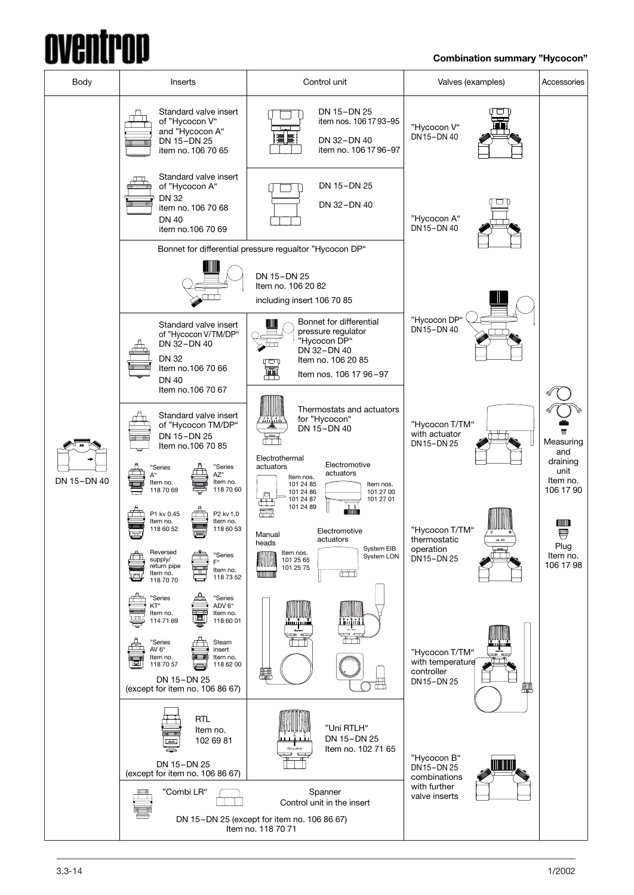## Combination summary "Hycocon"

| Body | Inserts | Control unit | Valves (examples) | Accessories |
|---|---|---|---|---|
| DN 15–DN 40 | Standard valve insert of "Hycocon V" and "Hycocon A" DN 15–DN 25 item no. 106 70 65 | DN 15–DN 25 item nos. 106 17 93–95<br>DN 32–DN 40 item no. 106 17 96–97 | "Hycocon V" DN 15–DN 40 | Measuring and draining unit Item no. 106 17 90 |
| | Standard valve insert of "Hycocon A" DN 32 item no. 106 70 68 DN 40 item no. 106 70 69 | DN 15–DN 25<br>DN 32–DN 40 | "Hycocon A" DN 15–DN 40 | Plug Item no. 106 17 98 |
| | Bonnet for differential pressure regualtor "Hycocon DP" DN 15–DN 25 Item no. 106 20 82 including insert 106 70 85 | | "Hycocon DP" DN 15–DN 40 | |
| | Standard valve insert of "Hycocon V/TM/DP" DN 32–DN 40<br>DN 32 Item no. 106 70 66<br>DN 40 Item no. 106 70 67 | Bonnet for differential pressure regulator "Hycocon DP" DN 32–DN 40 Item no. 106 20 85<br>Item nos. 106 17 96–97 | | |
| | Standard valve insert of "Hycocon TM/DP" DN 15–DN 25 Item no. 106 70 85<br>"Series A" Item no. 118 70 69<br>"Series AZ" Item no. 118 70 60<br>P1 kv 0.45 Item no. 118 60 52<br>P2 kv 1.0 Item no. 118 60 53<br>Reversed supply/return pipe Item no. 118 70 70<br>"Series F" Item no. 118 73 52<br>"Series KT" Item no. 114 71 69<br>"Series ADV 6" Item no. 118 60 01<br>"Series AV 6" Item no. 118 70 57<br>Steam insert Item no. 118 62 00<br>DN 15–DN 25 (except for item no. 106 86 67) | Thermostats and actuators for "Hycocon" DN 15–DN 40<br>Electrothermal actuators Item nos. 101 24 85, 101 24 86, 101 24 87, 101 24 89<br>Electromotive actuators Item nos. 101 27 00, 101 27 01<br>Manual heads Item nos. 101 25 65, 101 25 75<br>Electromotive actuators System EIB System LON | "Hycocon T/TM" with actuator DN 15–DN 25<br>"Hycocon T/TM" thermostatic operation DN 15–DN 25<br>"Hycocon T/TM" with temperature controller DN 15–DN 25 | |
| | RTL Item no. 102 69 81<br>DN 15–DN 25 (except for item no. 106 86 67) | "Uni RTLH" DN 15–DN 25 Item no. 102 71 65 | "Hycocon B" DN 15–DN 25 combinations with further valve inserts | |
| | "Combi LR" Spanner Control unit in the insert DN 15–DN 25 (except for item no. 106 86 67) Item no. 118 70 71 | | | |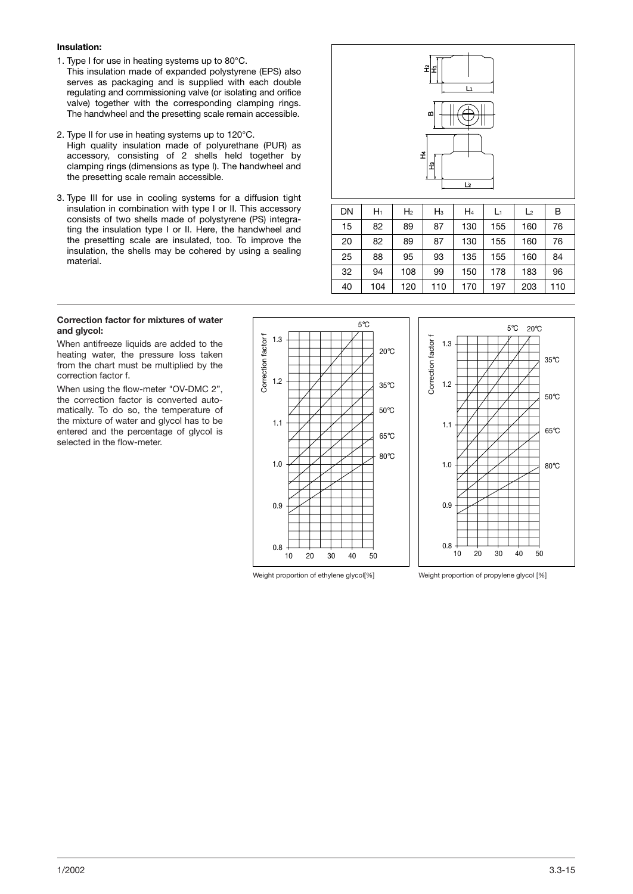**Insulation:**

1. Type I for use in heating systems up to 80°C.
   This insulation made of expanded polystyrene (EPS) also serves as packaging and is supplied with each double regulating and commissioning valve (or isolating and orifice valve) together with the corresponding clamping rings. The handwheel and the presetting scale remain accessible.

2. Type II for use in heating systems up to 120°C.
   High quality insulation made of polyurethane (PUR) as accessory, consisting of 2 shells held together by clamping rings (dimensions as type I). The handwheel and the presetting scale remain accessible.

3. Type III for use in cooling systems for a diffusion tight insulation in combination with type I or II. This accessory consists of two shells made of polystyrene (PS) integrating the insulation type I or II. Here, the handwheel and the presetting scale are insulated, too. To improve the insulation, the shells may be cohered by using a sealing material.

| DN | $H_1$ | $H_2$ | $H_3$ | $H_4$ | $L_1$ | $L_2$ | B |
|---|---|---|---|---|---|---|---|
| 15 | 82 | 89 | 87 | 130 | 155 | 160 | 76 |
| 20 | 82 | 89 | 87 | 130 | 155 | 160 | 76 |
| 25 | 88 | 95 | 93 | 135 | 155 | 160 | 84 |
| 32 | 94 | 108 | 99 | 150 | 178 | 183 | 96 |
| 40 | 104 | 120 | 110 | 170 | 197 | 203 | 110 |

**Correction factor for mixtures of water and glycol:**

When antifreeze liquids are added to the heating water, the pressure loss taken from the chart must be multiplied by the correction factor f.

When using the flow-meter "OV-DMC 2", the correction factor is converted automatically. To do so, the temperature of the mixture of water and glycol has to be entered and the percentage of glycol is selected in the flow-meter.

Weight proportion of ethylene glycol[%]

Weight proportion of propylene glycol [%]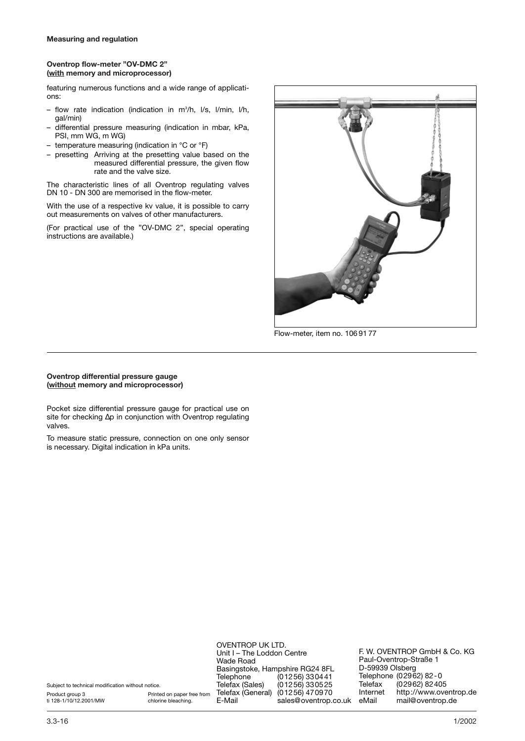**Measuring and regulation**

**Oventrop flow-meter "OV-DMC 2"**
**(with memory and microprocessor)**

featuring numerous functions and a wide range of applications:

- flow rate indication (indication in $m^3$/h, l/s, l/min, l/h, gal/min)
- differential pressure measuring (indication in mbar, kPa, PSI, mm WG, m WG)
- temperature measuring (indication in °C or °F)
- presetting Arriving at the presetting value based on the measured differential pressure, the given flow rate and the valve size.

The characteristic lines of all Oventrop regulating valves DN 10 - DN 300 are memorised in the flow-meter.

With the use of a respective kv value, it is possible to carry out measurements on valves of other manufacturers.

(For practical use of the "OV-DMC 2", special operating instructions are available.)

Flow-meter, item no. 106 91 77

**Oventrop differential pressure gauge**
**(without memory and microprocessor)**

Pocket size differential pressure gauge for practical use on site for checking Δp in conjunction with Oventrop regulating valves.

To measure static pressure, connection on one only sensor is necessary. Digital indication in kPa units.

Subject to technical modification without notice.

Product group 3
ti 128-1/10/12.2001/MW

Printed on paper free from chlorine bleaching.

OVENTROP UK LTD.
Unit I – The Loddon Centre
Wade Road
Basingstoke, Hampshire RG24 8FL
Telephone (01256) 330441
Telefax (Sales) (01256) 330525
Telefax (General) (01256) 470970
E-Mail sales@oventrop.co.uk

F. W. OVENTROP GmbH & Co. KG
Paul-Oventrop-Straße 1
D-59939 Olsberg
Telephone (02962) 82-0
Telefax (02962) 82405
Internet http://www.oventrop.de
eMail mail@oventrop.de

3.3-16 1/2002